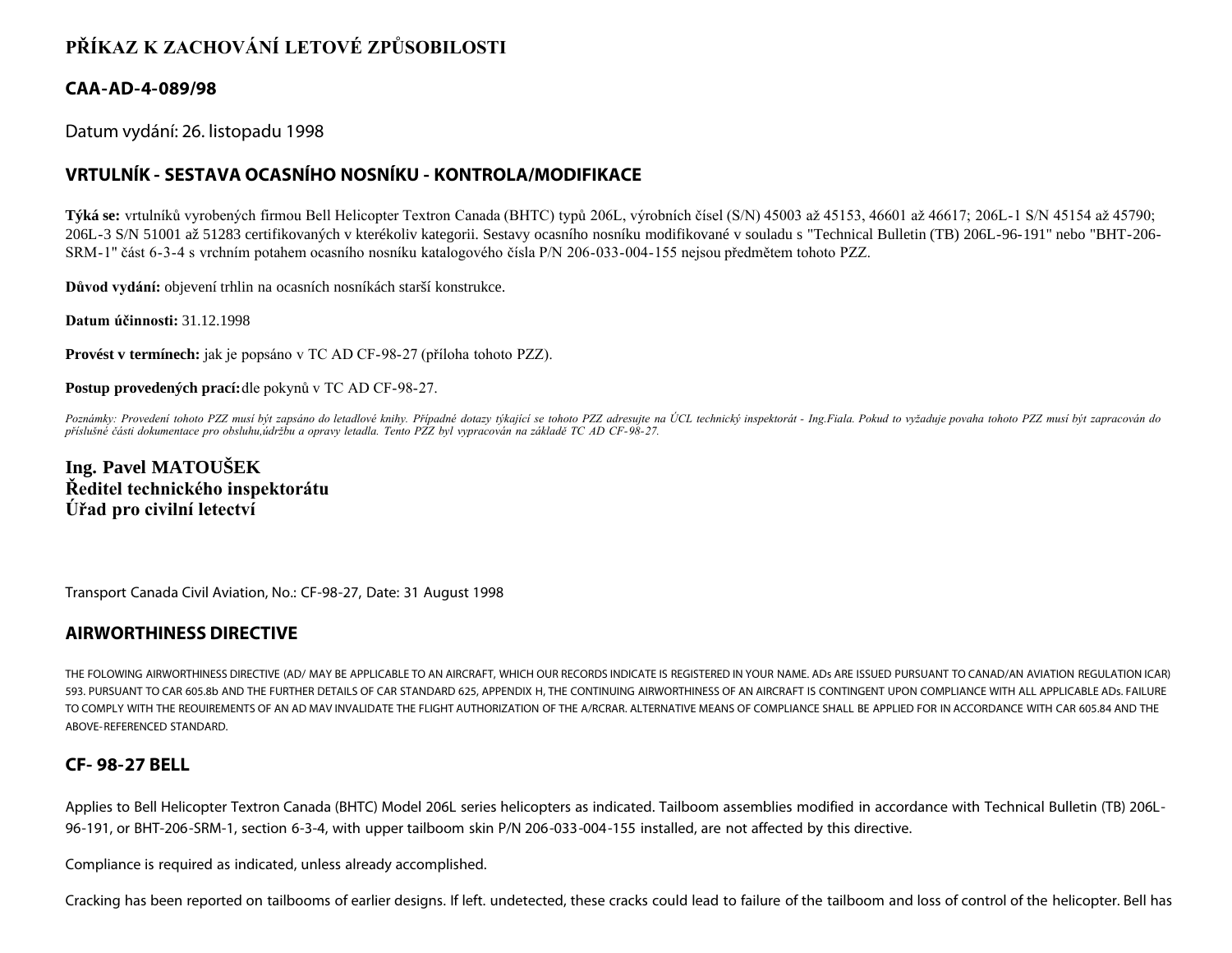# PŘÍKAZ K ZACHOVÁNÍ LETOVÉ ZPŮSOBILOSTI

## CAA-AD-4-089/98

Datum vydání: 26. listopadu 1998

## VRTULNÍK - SESTAVA OCASNÍHO NOSNÍKU - KONTROLA/MODIFIKACE

**Týká se:** vrtulníků vyrobených firmou Bell Helicopter Textron Canada (BHTC) typů 206L, výrobních čísel (S/N) 45003 až 45153, 46601 až 46617; 206L-1 S/N 45154 až 45790; 206L-3 S/N 51001 až 51283 certifikovaných v kterékoliv kategorii. Sestavy ocasního nosníku modifikované v souladu s "Technical Bulletin (TB) 206L-96-191" nebo "BHT-206-SRM-1" část 6-3-4 s vrchním potahem ocasního nosníku katalogového čísla P/N 206-033-004-155 nejsou předmětem tohoto PZZ.

**Důvod vydání:** objevení trhlin na ocasních nosníkách starší konstrukce.

**Datum účinnosti:** 31.12.1998

**Provést v termínech:** jak je popsáno v TC AD CF-98-27 (příloha tohoto PZZ).

**Postup provedených prací:** dle pokynů v TC AD CF-98-27.

*Poznámky: Provedení tohoto PZZ musí být zapsáno do letadlové knihy. Případné dotazy týkající se tohoto PZZ adresujte na ÚCL technický inspektorát - Ing.Fiala. Pokud to vyžaduje povaha tohoto PZZ musí být zapracován do příslušné části dokumentace pro obsluhu,údržbu a opravy letadla. Tento PZZ byl vypracován na základě TC AD CF-98-27.*

**Ing. Pavel MATOUŠEK**
**Ředitel technického inspektorátu**
**Úřad pro civilní letectví**

Transport Canada Civil Aviation, No.: CF-98-27, Date: 31 August 1998

## AIRWORTHINESS DIRECTIVE

THE FOLOWING AIRWORTHINESS DIRECTIVE (AD/ MAY BE APPLICABLE TO AN AIRCRAFT, WHICH OUR RECORDS INDICATE IS REGISTERED IN YOUR NAME. ADs ARE ISSUED PURSUANT TO CANAD/AN AVIATION REGULATION ICAR) 593. PURSUANT TO CAR 605.8b AND THE FURTHER DETAILS OF CAR STANDARD 625, APPENDIX H, THE CONTINUING AIRWORTHINESS OF AN AIRCRAFT IS CONTINGENT UPON COMPLIANCE WITH ALL APPLICABLE ADs. FAILURE TO COMPLY WITH THE REOUIREMENTS OF AN AD MAV INVALIDATE THE FLIGHT AUTHORIZATION OF THE A/RCRAR. ALTERNATIVE MEANS OF COMPLIANCE SHALL BE APPLIED FOR IN ACCORDANCE WITH CAR 605.84 AND THE ABOVE-REFERENCED STANDARD.

## CF- 98-27 BELL

Applies to Bell Helicopter Textron Canada (BHTC) Model 206L series helicopters as indicated. Tailboom assemblies modified in accordance with Technical Bulletin (TB) 206L-96-191, or BHT-206-SRM-1, section 6-3-4, with upper tailboom skin P/N 206-033-004-155 installed, are not affected by this directive.

Compliance is required as indicated, unless already accomplished.

Cracking has been reported on tailbooms of earlier designs. If left. undetected, these cracks could lead to failure of the tailboom and loss of control of the helicopter. Bell has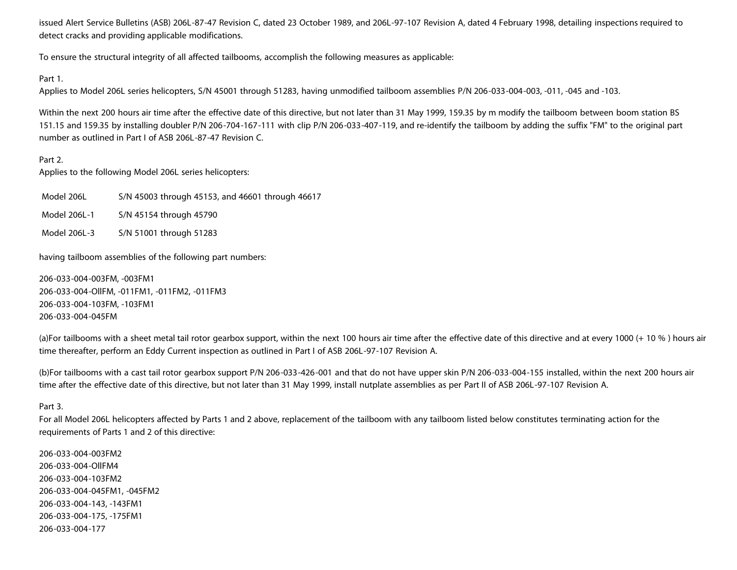issued Alert Service Bulletins (ASB) 206L-87-47 Revision C, dated 23 October 1989, and 206L-97-107 Revision A, dated 4 February 1998, detailing inspections required to detect cracks and providing applicable modifications.

To ensure the structural integrity of all affected tailbooms, accomplish the following measures as applicable:

Part 1.
Applies to Model 206L series helicopters, S/N 45001 through 51283, having unmodified tailboom assemblies P/N 206-033-004-003, -011, -045 and -103.

Within the next 200 hours air time after the effective date of this directive, but not later than 31 May 1999, 159.35 by m modify the tailboom between boom station BS 151.15 and 159.35 by installing doubler P/N 206-704-167-111 with clip P/N 206-033-407-119, and re-identify the tailboom by adding the suffix "FM" to the original part number as outlined in Part I of ASB 206L-87-47 Revision C.

Part 2.
Applies to the following Model 206L series helicopters:

| | |
|---|---|
| Model 206L | S/N 45003 through 45153, and 46601 through 46617 |
| Model 206L-1 | S/N 45154 through 45790 |
| Model 206L-3 | S/N 51001 through 51283 |

having tailboom assemblies of the following part numbers:

206-033-004-003FM, -003FM1
206-033-004-OllFM, -011FM1, -011FM2, -011FM3
206-033-004-103FM, -103FM1
206-033-004-045FM

(a)For tailbooms with a sheet metal tail rotor gearbox support, within the next 100 hours air time after the effective date of this directive and at every 1000 (+ 10 % ) hours air time thereafter, perform an Eddy Current inspection as outlined in Part I of ASB 206L-97-107 Revision A.

(b)For tailbooms with a cast tail rotor gearbox support P/N 206-033-426-001 and that do not have upper skin P/N 206-033-004-155 installed, within the next 200 hours air time after the effective date of this directive, but not later than 31 May 1999, install nutplate assemblies as per Part II of ASB 206L-97-107 Revision A.

Part 3.
For all Model 206L helicopters affected by Parts 1 and 2 above, replacement of the tailboom with any tailboom listed below constitutes terminating action for the requirements of Parts 1 and 2 of this directive:

206-033-004-003FM2
206-033-004-OllFM4
206-033-004-103FM2
206-033-004-045FM1, -045FM2
206-033-004-143, -143FM1
206-033-004-175, -175FM1
206-033-004-177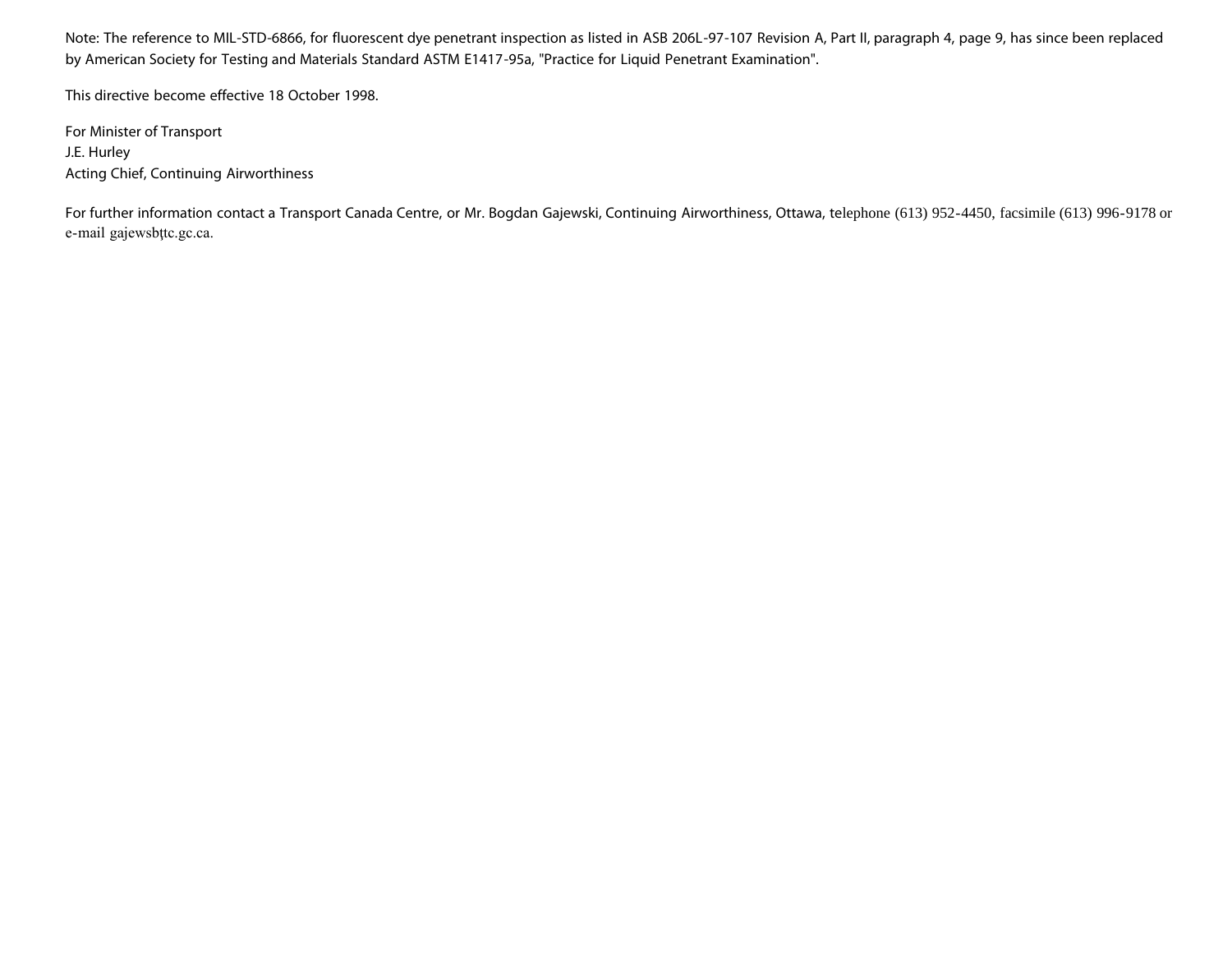Note: The reference to MIL-STD-6866, for fluorescent dye penetrant inspection as listed in ASB 206L-97-107 Revision A, Part II, paragraph 4, page 9, has since been replaced by American Society for Testing and Materials Standard ASTM E1417-95a, "Practice for Liquid Penetrant Examination".

This directive become effective 18 October 1998.

For Minister of Transport  
J.E. Hurley  
Acting Chief, Continuing Airworthiness

For further information contact a Transport Canada Centre, or Mr. Bogdan Gajewski, Continuing Airworthiness, Ottawa, telephone (613) 952-4450, facsimile (613) 996-9178 or e-mail gajewsbţtc.gc.ca.